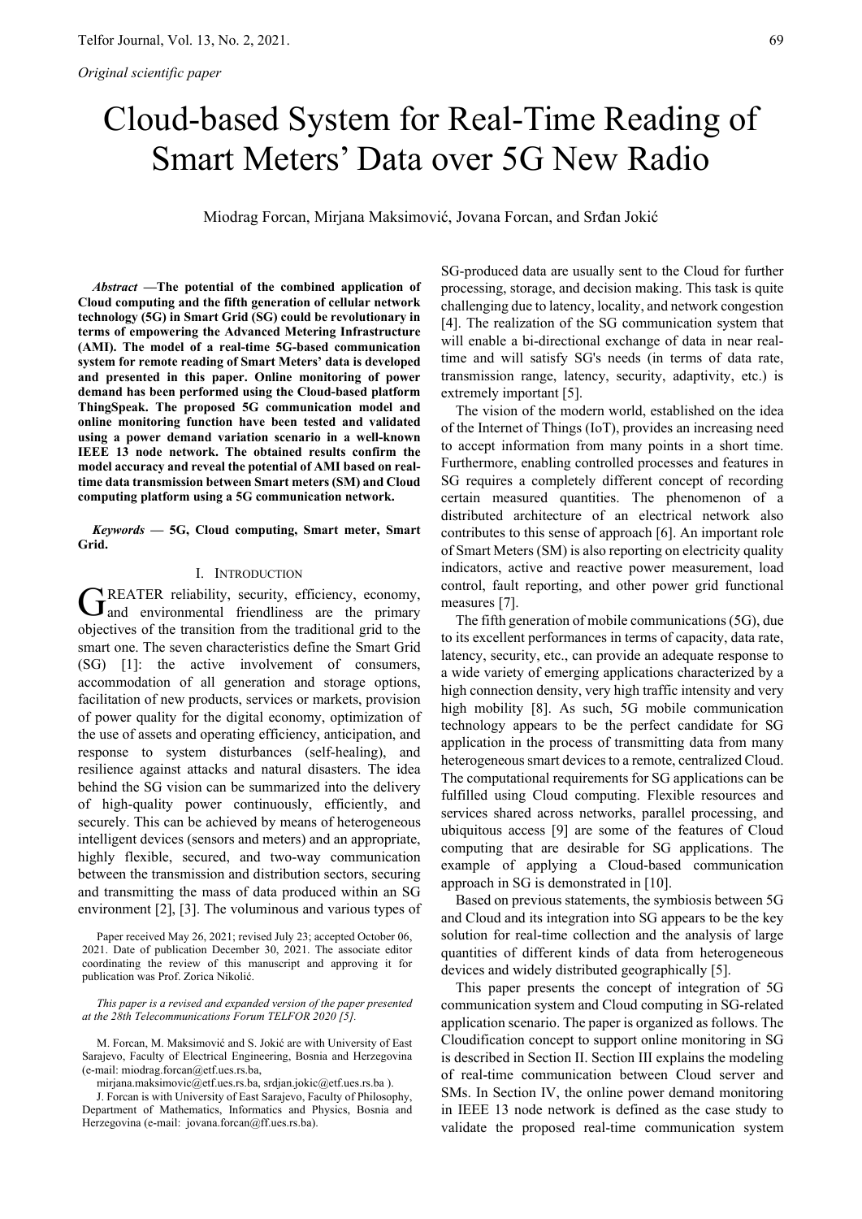*Original scientific paper*

# Cloud-based System for Real-Time Reading of Smart Meters' Data over 5G New Radio

Miodrag Forcan, Mirjana Maksimović, Jovana Forcan, and Srđan Jokić

***Abstract*** **—The potential of the combined application of Cloud computing and the fifth generation of cellular network technology (5G) in Smart Grid (SG) could be revolutionary in terms of empowering the Advanced Metering Infrastructure (AMI). The model of a real-time 5G-based communication system for remote reading of Smart Meters' data is developed and presented in this paper. Online monitoring of power demand has been performed using the Cloud-based platform ThingSpeak. The proposed 5G communication model and online monitoring function have been tested and validated using a power demand variation scenario in a well-known IEEE 13 node network. The obtained results confirm the model accuracy and reveal the potential of AMI based on real-time data transmission between Smart meters (SM) and Cloud computing platform using a 5G communication network.**

***Keywords*** **— 5G, Cloud computing, Smart meter, Smart Grid.**

## I. Introduction

GREATER reliability, security, efficiency, economy, and environmental friendliness are the primary objectives of the transition from the traditional grid to the smart one. The seven characteristics define the Smart Grid (SG) [1]: the active involvement of consumers, accommodation of all generation and storage options, facilitation of new products, services or markets, provision of power quality for the digital economy, optimization of the use of assets and operating efficiency, anticipation, and response to system disturbances (self-healing), and resilience against attacks and natural disasters. The idea behind the SG vision can be summarized into the delivery of high-quality power continuously, efficiently, and securely. This can be achieved by means of heterogeneous intelligent devices (sensors and meters) and an appropriate, highly flexible, secured, and two-way communication between the transmission and distribution sectors, securing and transmitting the mass of data produced within an SG environment [2], [3]. The voluminous and various types of SG-produced data are usually sent to the Cloud for further processing, storage, and decision making. This task is quite challenging due to latency, locality, and network congestion [4]. The realization of the SG communication system that will enable a bi-directional exchange of data in near real-time and will satisfy SG's needs (in terms of data rate, transmission range, latency, security, adaptivity, etc.) is extremely important [5].

The vision of the modern world, established on the idea of the Internet of Things (IoT), provides an increasing need to accept information from many points in a short time. Furthermore, enabling controlled processes and features in SG requires a completely different concept of recording certain measured quantities. The phenomenon of a distributed architecture of an electrical network also contributes to this sense of approach [6]. An important role of Smart Meters (SM) is also reporting on electricity quality indicators, active and reactive power measurement, load control, fault reporting, and other power grid functional measures [7].

The fifth generation of mobile communications (5G), due to its excellent performances in terms of capacity, data rate, latency, security, etc., can provide an adequate response to a wide variety of emerging applications characterized by a high connection density, very high traffic intensity and very high mobility [8]. As such, 5G mobile communication technology appears to be the perfect candidate for SG application in the process of transmitting data from many heterogeneous smart devices to a remote, centralized Cloud. The computational requirements for SG applications can be fulfilled using Cloud computing. Flexible resources and services shared across networks, parallel processing, and ubiquitous access [9] are some of the features of Cloud computing that are desirable for SG applications. The example of applying a Cloud-based communication approach in SG is demonstrated in [10].

Based on previous statements, the symbiosis between 5G and Cloud and its integration into SG appears to be the key solution for real-time collection and the analysis of large quantities of different kinds of data from heterogeneous devices and widely distributed geographically [5].

This paper presents the concept of integration of 5G communication system and Cloud computing in SG-related application scenario. The paper is organized as follows. The Cloudification concept to support online monitoring in SG is described in Section II. Section III explains the modeling of real-time communication between Cloud server and SMs. In Section IV, the online power demand monitoring in IEEE 13 node network is defined as the case study to validate the proposed real-time communication system

---

Paper received May 26, 2021; revised July 23; accepted October 06, 2021. Date of publication December 30, 2021. The associate editor coordinating the review of this manuscript and approving it for publication was Prof. Zorica Nikolić.

*This paper is a revised and expanded version of the paper presented at the 28th Telecommunications Forum TELFOR 2020 [5].*

M. Forcan, M. Maksimović and S. Jokić are with University of East Sarajevo, Faculty of Electrical Engineering, Bosnia and Herzegovina (e-mail: miodrag.forcan@etf.ues.rs.ba, mirjana.maksimovic@etf.ues.rs.ba, srdjan.jokic@etf.ues.rs.ba ).

J. Forcan is with University of East Sarajevo, Faculty of Philosophy, Department of Mathematics, Informatics and Physics, Bosnia and Herzegovina (e-mail: jovana.forcan@ff.ues.rs.ba).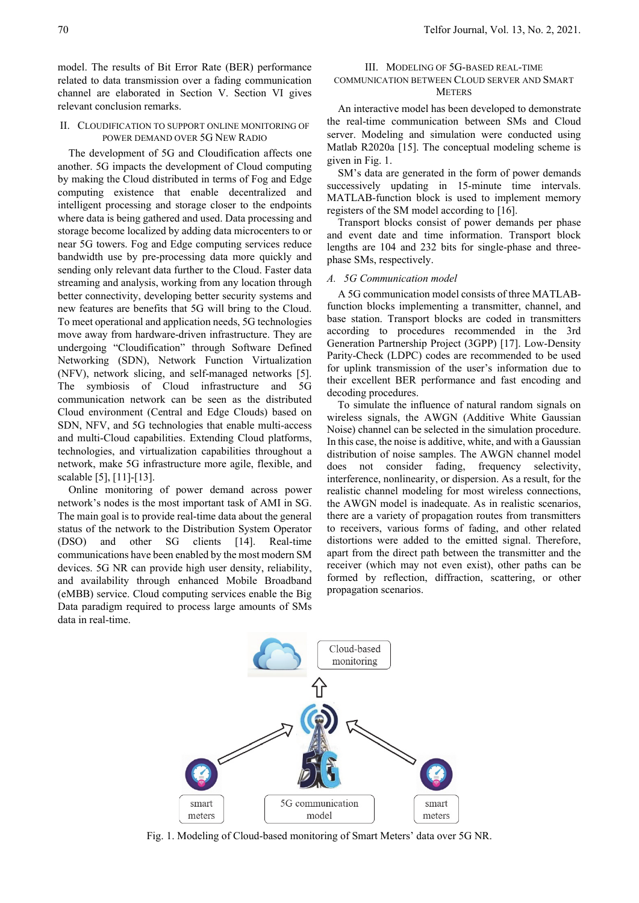model. The results of Bit Error Rate (BER) performance related to data transmission over a fading communication channel are elaborated in Section V. Section VI gives relevant conclusion remarks.

## II. Cloudification to Support Online Monitoring of Power Demand over 5G New Radio

The development of 5G and Cloudification affects one another. 5G impacts the development of Cloud computing by making the Cloud distributed in terms of Fog and Edge computing existence that enable decentralized and intelligent processing and storage closer to the endpoints where data is being gathered and used. Data processing and storage become localized by adding data microcenters to or near 5G towers. Fog and Edge computing services reduce bandwidth use by pre-processing data more quickly and sending only relevant data further to the Cloud. Faster data streaming and analysis, working from any location through better connectivity, developing better security systems and new features are benefits that 5G will bring to the Cloud. To meet operational and application needs, 5G technologies move away from hardware-driven infrastructure. They are undergoing "Cloudification" through Software Defined Networking (SDN), Network Function Virtualization (NFV), network slicing, and self-managed networks [5]. The symbiosis of Cloud infrastructure and 5G communication network can be seen as the distributed Cloud environment (Central and Edge Clouds) based on SDN, NFV, and 5G technologies that enable multi-access and multi-Cloud capabilities. Extending Cloud platforms, technologies, and virtualization capabilities throughout a network, make 5G infrastructure more agile, flexible, and scalable [5], [11]-[13].

Online monitoring of power demand across power network's nodes is the most important task of AMI in SG. The main goal is to provide real-time data about the general status of the network to the Distribution System Operator (DSO) and other SG clients [14]. Real-time communications have been enabled by the most modern SM devices. 5G NR can provide high user density, reliability, and availability through enhanced Mobile Broadband (eMBB) service. Cloud computing services enable the Big Data paradigm required to process large amounts of SMs data in real-time.

## III. Modeling of 5G-Based Real-Time Communication Between Cloud Server and Smart Meters

An interactive model has been developed to demonstrate the real-time communication between SMs and Cloud server. Modeling and simulation were conducted using Matlab R2020a [15]. The conceptual modeling scheme is given in Fig. 1.

SM's data are generated in the form of power demands successively updating in 15-minute time intervals. MATLAB-function block is used to implement memory registers of the SM model according to [16].

Transport blocks consist of power demands per phase and event date and time information. Transport block lengths are 104 and 232 bits for single-phase and three-phase SMs, respectively.

### *A. 5G Communication model*

A 5G communication model consists of three MATLAB-function blocks implementing a transmitter, channel, and base station. Transport blocks are coded in transmitters according to procedures recommended in the 3rd Generation Partnership Project (3GPP) [17]. Low-Density Parity-Check (LDPC) codes are recommended to be used for uplink transmission of the user's information due to their excellent BER performance and fast encoding and decoding procedures.

To simulate the influence of natural random signals on wireless signals, the AWGN (Additive White Gaussian Noise) channel can be selected in the simulation procedure. In this case, the noise is additive, white, and with a Gaussian distribution of noise samples. The AWGN channel model does not consider fading, frequency selectivity, interference, nonlinearity, or dispersion. As a result, for the realistic channel modeling for most wireless connections, the AWGN model is inadequate. As in realistic scenarios, there are a variety of propagation routes from transmitters to receivers, various forms of fading, and other related distortions were added to the emitted signal. Therefore, apart from the direct path between the transmitter and the receiver (which may not even exist), other paths can be formed by reflection, diffraction, scattering, or other propagation scenarios.

Fig. 1. Modeling of Cloud-based monitoring of Smart Meters' data over 5G NR.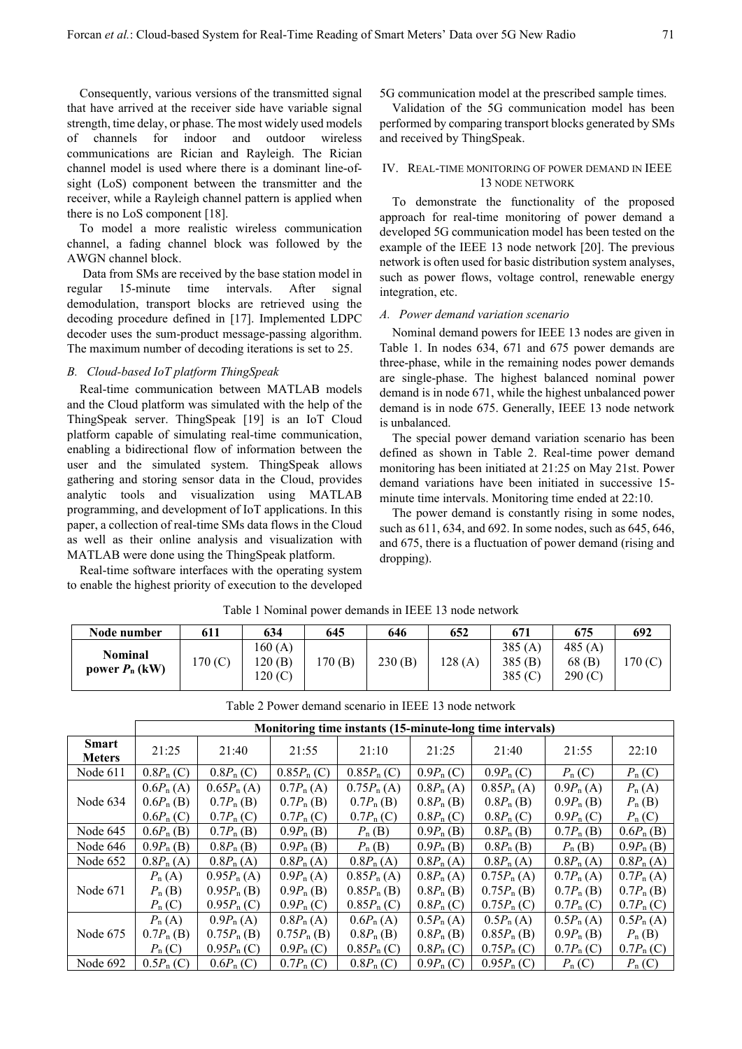Consequently, various versions of the transmitted signal that have arrived at the receiver side have variable signal strength, time delay, or phase. The most widely used models of channels for indoor and outdoor wireless communications are Rician and Rayleigh. The Rician channel model is used where there is a dominant line-of-sight (LoS) component between the transmitter and the receiver, while a Rayleigh channel pattern is applied when there is no LoS component [18].

To model a more realistic wireless communication channel, a fading channel block was followed by the AWGN channel block.

Data from SMs are received by the base station model in regular 15-minute time intervals. After signal demodulation, transport blocks are retrieved using the decoding procedure defined in [17]. Implemented LDPC decoder uses the sum-product message-passing algorithm. The maximum number of decoding iterations is set to 25.

### *B. Cloud-based IoT platform ThingSpeak*

Real-time communication between MATLAB models and the Cloud platform was simulated with the help of the ThingSpeak server. ThingSpeak [19] is an IoT Cloud platform capable of simulating real-time communication, enabling a bidirectional flow of information between the user and the simulated system. ThingSpeak allows gathering and storing sensor data in the Cloud, provides analytic tools and visualization using MATLAB programming, and development of IoT applications. In this paper, a collection of real-time SMs data flows in the Cloud as well as their online analysis and visualization with MATLAB were done using the ThingSpeak platform.

Real-time software interfaces with the operating system to enable the highest priority of execution to the developed 5G communication model at the prescribed sample times.

Validation of the 5G communication model has been performed by comparing transport blocks generated by SMs and received by ThingSpeak.

## IV. Real-time monitoring of power demand in IEEE 13 node network

To demonstrate the functionality of the proposed approach for real-time monitoring of power demand a developed 5G communication model has been tested on the example of the IEEE 13 node network [20]. The previous network is often used for basic distribution system analyses, such as power flows, voltage control, renewable energy integration, etc.

### *A. Power demand variation scenario*

Nominal demand powers for IEEE 13 nodes are given in Table 1. In nodes 634, 671 and 675 power demands are three-phase, while in the remaining nodes power demands are single-phase. The highest balanced nominal power demand is in node 671, while the highest unbalanced power demand is in node 675. Generally, IEEE 13 node network is unbalanced.

The special power demand variation scenario has been defined as shown in Table 2. Real-time power demand monitoring has been initiated at 21:25 on May 21st. Power demand variations have been initiated in successive 15-minute time intervals. Monitoring time ended at 22:10.

The power demand is constantly rising in some nodes, such as 611, 634, and 692. In some nodes, such as 645, 646, and 675, there is a fluctuation of power demand (rising and dropping).

Table 1 Nominal power demands in IEEE 13 node network

| **Node number** | **611** | **634** | **645** | **646** | **652** | **671** | **675** | **692** |
|---|---|---|---|---|---|---|---|---|
| **Nominal power $P_n$ (kW)** | 170 (C) | 160 (A)<br>120 (B)<br>120 (C) | 170 (B) | 230 (B) | 128 (A) | 385 (A)<br>385 (B)<br>385 (C) | 485 (A)<br>68 (B)<br>290 (C) | 170 (C) |

Table 2 Power demand scenario in IEEE 13 node network

| | **Monitoring time instants (15-minute-long time intervals)** | | | | | | | |
|---|---|---|---|---|---|---|---|---|
| **Smart Meters** | 21:25 | 21:40 | 21:55 | 21:10 | 21:25 | 21:40 | 21:55 | 22:10 |
| Node 611 | $0.8P_n$ (C) | $0.8P_n$ (C) | $0.85P_n$ (C) | $0.85P_n$ (C) | $0.9P_n$ (C) | $0.9P_n$ (C) | $P_n$ (C) | $P_n$ (C) |
| Node 634 | $0.6P_n$ (A)<br>$0.6P_n$ (B)<br>$0.6P_n$ (C) | $0.65P_n$ (A)<br>$0.7P_n$ (B)<br>$0.7P_n$ (C) | $0.7P_n$ (A)<br>$0.7P_n$ (B)<br>$0.7P_n$ (C) | $0.75P_n$ (A)<br>$0.7P_n$ (B)<br>$0.7P_n$ (C) | $0.8P_n$ (A)<br>$0.8P_n$ (B)<br>$0.8P_n$ (C) | $0.85P_n$ (A)<br>$0.8P_n$ (B)<br>$0.8P_n$ (C) | $0.9P_n$ (A)<br>$0.9P_n$ (B)<br>$0.9P_n$ (C) | $P_n$ (A)<br>$P_n$ (B)<br>$P_n$ (C) |
| Node 645 | $0.6P_n$ (B) | $0.7P_n$ (B) | $0.9P_n$ (B) | $P_n$ (B) | $0.9P_n$ (B) | $0.8P_n$ (B) | $0.7P_n$ (B) | $0.6P_n$ (B) |
| Node 646 | $0.9P_n$ (B) | $0.8P_n$ (B) | $0.9P_n$ (B) | $P_n$ (B) | $0.9P_n$ (B) | $0.8P_n$ (B) | $P_n$ (B) | $0.9P_n$ (B) |
| Node 652 | $0.8P_n$ (A) | $0.8P_n$ (A) | $0.8P_n$ (A) | $0.8P_n$ (A) | $0.8P_n$ (A) | $0.8P_n$ (A) | $0.8P_n$ (A) | $0.8P_n$ (A) |
| Node 671 | $P_n$ (A)<br>$P_n$ (B)<br>$P_n$ (C) | $0.95P_n$ (A)<br>$0.95P_n$ (B)<br>$0.95P_n$ (C) | $0.9P_n$ (A)<br>$0.9P_n$ (B)<br>$0.9P_n$ (C) | $0.85P_n$ (A)<br>$0.85P_n$ (B)<br>$0.85P_n$ (C) | $0.8P_n$ (A)<br>$0.8P_n$ (B)<br>$0.8P_n$ (C) | $0.75P_n$ (A)<br>$0.75P_n$ (B)<br>$0.75P_n$ (C) | $0.7P_n$ (A)<br>$0.7P_n$ (B)<br>$0.7P_n$ (C) | $0.7P_n$ (A)<br>$0.7P_n$ (B)<br>$0.7P_n$ (C) |
| Node 675 | $P_n$ (A)<br>$0.7P_n$ (B)<br>$P_n$ (C) | $0.9P_n$ (A)<br>$0.75P_n$ (B)<br>$0.95P_n$ (C) | $0.8P_n$ (A)<br>$0.75P_n$ (B)<br>$0.9P_n$ (C) | $0.6P_n$ (A)<br>$0.8P_n$ (B)<br>$0.85P_n$ (C) | $0.5P_n$ (A)<br>$0.8P_n$ (B)<br>$0.8P_n$ (C) | $0.5P_n$ (A)<br>$0.85P_n$ (B)<br>$0.75P_n$ (C) | $0.5P_n$ (A)<br>$0.9P_n$ (B)<br>$0.7P_n$ (C) | $0.5P_n$ (A)<br>$P_n$ (B)<br>$0.7P_n$ (C) |
| Node 692 | $0.5P_n$ (C) | $0.6P_n$ (C) | $0.7P_n$ (C) | $0.8P_n$ (C) | $0.9P_n$ (C) | $0.95P_n$ (C) | $P_n$ (C) | $P_n$ (C) |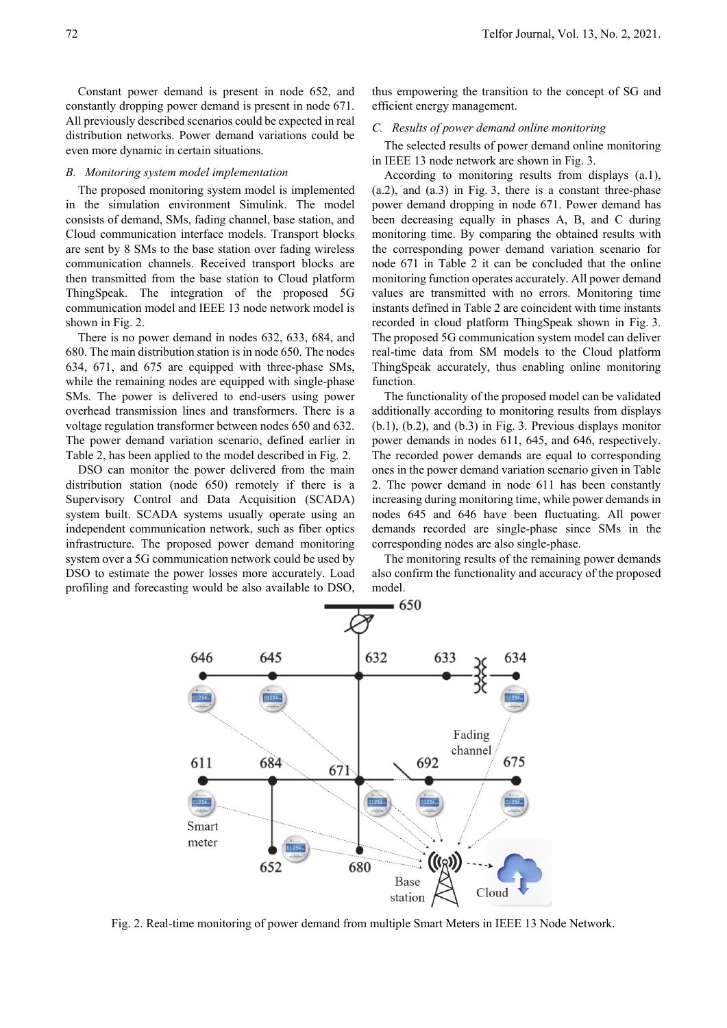Constant power demand is present in node 652, and constantly dropping power demand is present in node 671. All previously described scenarios could be expected in real distribution networks. Power demand variations could be even more dynamic in certain situations.

### *B. Monitoring system model implementation*

The proposed monitoring system model is implemented in the simulation environment Simulink. The model consists of demand, SMs, fading channel, base station, and Cloud communication interface models. Transport blocks are sent by 8 SMs to the base station over fading wireless communication channels. Received transport blocks are then transmitted from the base station to Cloud platform ThingSpeak. The integration of the proposed 5G communication model and IEEE 13 node network model is shown in Fig. 2.

There is no power demand in nodes 632, 633, 684, and 680. The main distribution station is in node 650. The nodes 634, 671, and 675 are equipped with three-phase SMs, while the remaining nodes are equipped with single-phase SMs. The power is delivered to end-users using power overhead transmission lines and transformers. There is a voltage regulation transformer between nodes 650 and 632. The power demand variation scenario, defined earlier in Table 2, has been applied to the model described in Fig. 2.

DSO can monitor the power delivered from the main distribution station (node 650) remotely if there is a Supervisory Control and Data Acquisition (SCADA) system built. SCADA systems usually operate using an independent communication network, such as fiber optics infrastructure. The proposed power demand monitoring system over a 5G communication network could be used by DSO to estimate the power losses more accurately. Load profiling and forecasting would be also available to DSO, thus empowering the transition to the concept of SG and efficient energy management.

### *C. Results of power demand online monitoring*

The selected results of power demand online monitoring in IEEE 13 node network are shown in Fig. 3.

According to monitoring results from displays (a.1), (a.2), and (a.3) in Fig. 3, there is a constant three-phase power demand dropping in node 671. Power demand has been decreasing equally in phases A, B, and C during monitoring time. By comparing the obtained results with the corresponding power demand variation scenario for node 671 in Table 2 it can be concluded that the online monitoring function operates accurately. All power demand values are transmitted with no errors. Monitoring time instants defined in Table 2 are coincident with time instants recorded in cloud platform ThingSpeak shown in Fig. 3. The proposed 5G communication system model can deliver real-time data from SM models to the Cloud platform ThingSpeak accurately, thus enabling online monitoring function.

The functionality of the proposed model can be validated additionally according to monitoring results from displays (b.1), (b.2), and (b.3) in Fig. 3. Previous displays monitor power demands in nodes 611, 645, and 646, respectively. The recorded power demands are equal to corresponding ones in the power demand variation scenario given in Table 2. The power demand in node 611 has been constantly increasing during monitoring time, while power demands in nodes 645 and 646 have been fluctuating. All power demands recorded are single-phase since SMs in the corresponding nodes are also single-phase.

The monitoring results of the remaining power demands also confirm the functionality and accuracy of the proposed model.

Fig. 2. Real-time monitoring of power demand from multiple Smart Meters in IEEE 13 Node Network.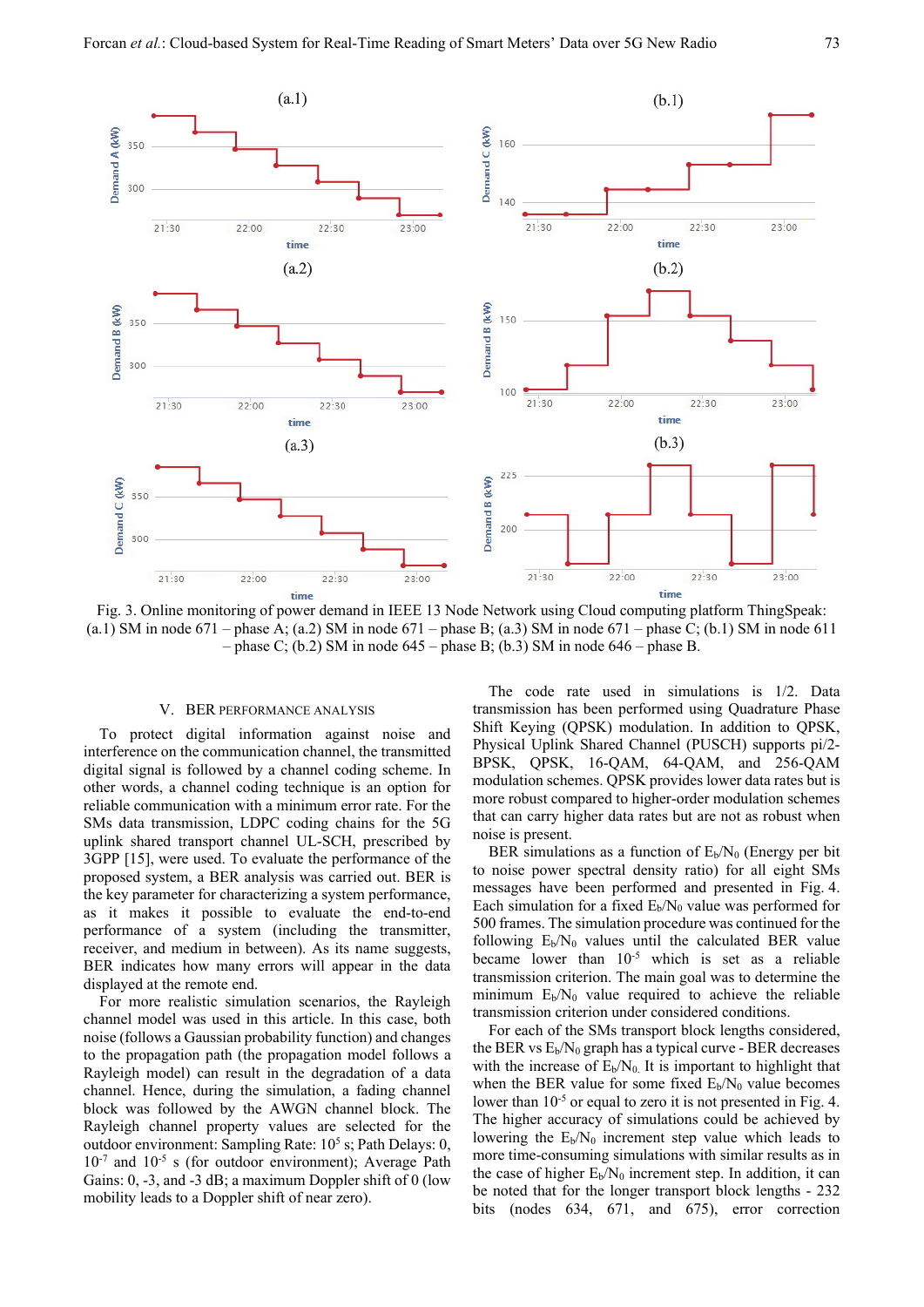Fig. 3. Online monitoring of power demand in IEEE 13 Node Network using Cloud computing platform ThingSpeak: (a.1) SM in node 671 – phase A; (a.2) SM in node 671 – phase B; (a.3) SM in node 671 – phase C; (b.1) SM in node 611 – phase C; (b.2) SM in node 645 – phase B; (b.3) SM in node 646 – phase B.

## V. BER PERFORMANCE ANALYSIS

To protect digital information against noise and interference on the communication channel, the transmitted digital signal is followed by a channel coding scheme. In other words, a channel coding technique is an option for reliable communication with a minimum error rate. For the SMs data transmission, LDPC coding chains for the 5G uplink shared transport channel UL-SCH, prescribed by 3GPP [15], were used. To evaluate the performance of the proposed system, a BER analysis was carried out. BER is the key parameter for characterizing a system performance, as it makes it possible to evaluate the end-to-end performance of a system (including the transmitter, receiver, and medium in between). As its name suggests, BER indicates how many errors will appear in the data displayed at the remote end.

For more realistic simulation scenarios, the Rayleigh channel model was used in this article. In this case, both noise (follows a Gaussian probability function) and changes to the propagation path (the propagation model follows a Rayleigh model) can result in the degradation of a data channel. Hence, during the simulation, a fading channel block was followed by the AWGN channel block. The Rayleigh channel property values are selected for the outdoor environment: Sampling Rate: $10^5$ s; Path Delays: 0, $10^{-7}$ and $10^{-5}$ s (for outdoor environment); Average Path Gains: 0, -3, and -3 dB; a maximum Doppler shift of 0 (low mobility leads to a Doppler shift of near zero).

The code rate used in simulations is 1/2. Data transmission has been performed using Quadrature Phase Shift Keying (QPSK) modulation. In addition to QPSK, Physical Uplink Shared Channel (PUSCH) supports pi/2-BPSK, QPSK, 16-QAM, 64-QAM, and 256-QAM modulation schemes. QPSK provides lower data rates but is more robust compared to higher-order modulation schemes that can carry higher data rates but are not as robust when noise is present.

BER simulations as a function of $E_b/N_0$ (Energy per bit to noise power spectral density ratio) for all eight SMs messages have been performed and presented in Fig. 4. Each simulation for a fixed $E_b/N_0$ value was performed for 500 frames. The simulation procedure was continued for the following $E_b/N_0$ values until the calculated BER value became lower than $10^{-5}$ which is set as a reliable transmission criterion. The main goal was to determine the minimum $E_b/N_0$ value required to achieve the reliable transmission criterion under considered conditions.

For each of the SMs transport block lengths considered, the BER vs $E_b/N_0$ graph has a typical curve - BER decreases with the increase of $E_b/N_0$. It is important to highlight that when the BER value for some fixed $E_b/N_0$ value becomes lower than $10^{-5}$ or equal to zero it is not presented in Fig. 4. The higher accuracy of simulations could be achieved by lowering the $E_b/N_0$ increment step value which leads to more time-consuming simulations with similar results as in the case of higher $E_b/N_0$ increment step. In addition, it can be noted that for the longer transport block lengths - 232 bits (nodes 634, 671, and 675), error correction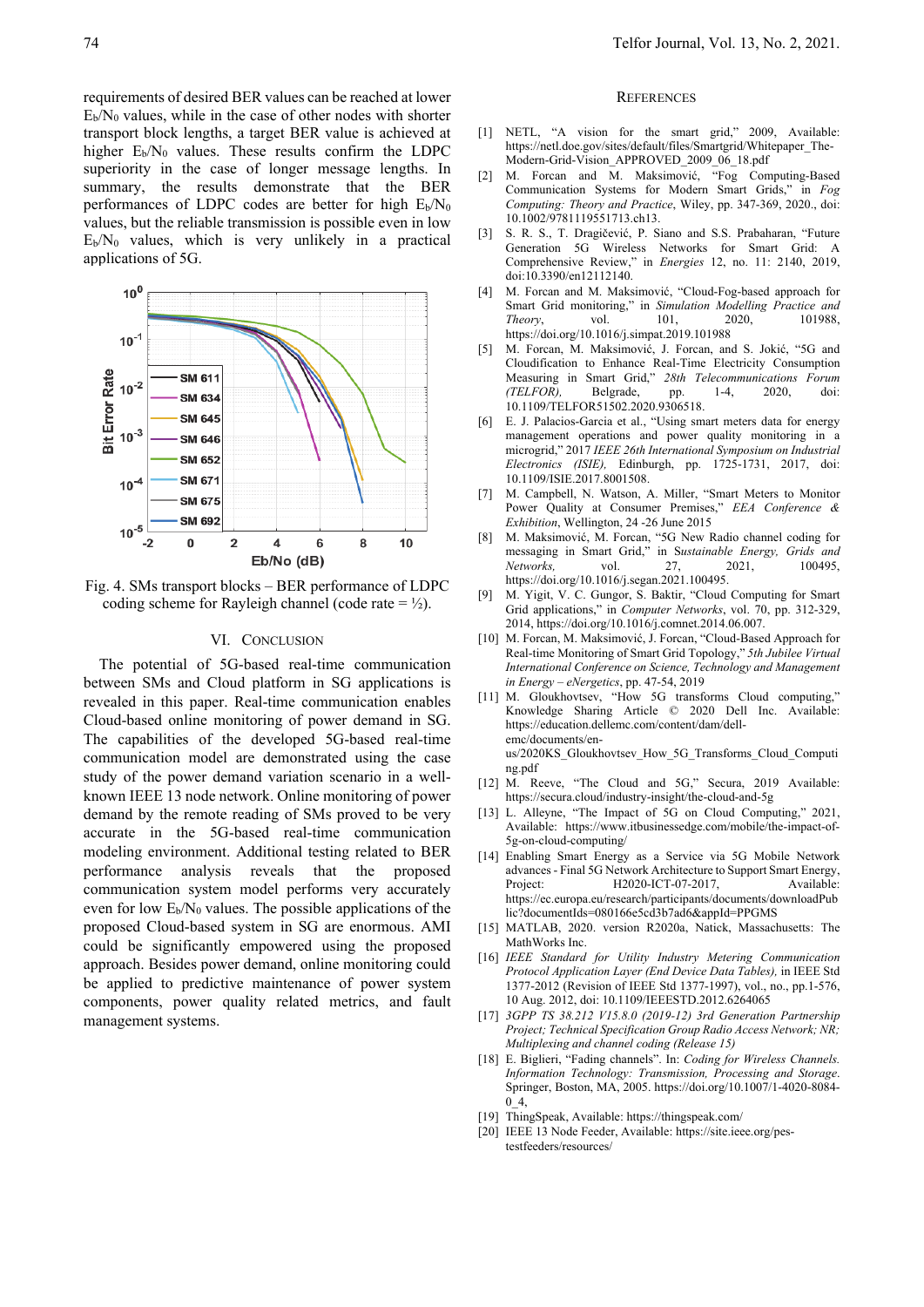requirements of desired BER values can be reached at lower $E_b/N_0$ values, while in the case of other nodes with shorter transport block lengths, a target BER value is achieved at higher $E_b/N_0$ values. These results confirm the LDPC superiority in the case of longer message lengths. In summary, the results demonstrate that the BER performances of LDPC codes are better for high $E_b/N_0$ values, but the reliable transmission is possible even in low $E_b/N_0$ values, which is very unlikely in a practical applications of 5G.

Bit Error Rate
$10^0$
$10^{-1}$
$10^{-2}$
$10^{-3}$
$10^{-4}$
$10^{-5}$
-2 0 2 4 6 8 10
Eb/No (dB)
SM 611
SM 634
SM 645
SM 646
SM 652
SM 671
SM 675
SM 692

Fig. 4. SMs transport blocks – BER performance of LDPC coding scheme for Rayleigh channel (code rate = ½).

## VI. Conclusion

The potential of 5G-based real-time communication between SMs and Cloud platform in SG applications is revealed in this paper. Real-time communication enables Cloud-based online monitoring of power demand in SG. The capabilities of the developed 5G-based real-time communication model are demonstrated using the case study of the power demand variation scenario in a well-known IEEE 13 node network. Online monitoring of power demand by the remote reading of SMs proved to be very accurate in the 5G-based real-time communication modeling environment. Additional testing related to BER performance analysis reveals that the proposed communication system model performs very accurately even for low $E_b/N_0$ values. The possible applications of the proposed Cloud-based system in SG are enormous. AMI could be significantly empowered using the proposed approach. Besides power demand, online monitoring could be applied to predictive maintenance of power system components, power quality related metrics, and fault management systems.

## References

[1] NETL, "A vision for the smart grid," 2009, Available: https://netl.doe.gov/sites/default/files/Smartgrid/Whitepaper_The-Modern-Grid-Vision_APPROVED_2009_06_18.pdf

[2] M. Forcan and M. Maksimović, "Fog Computing-Based Communication Systems for Modern Smart Grids," in *Fog Computing: Theory and Practice*, Wiley, pp. 347-369, 2020., doi: 10.1002/9781119551713.ch13.

[3] S. R. S., T. Dragičević, P. Siano and S.S. Prabaharan, "Future Generation 5G Wireless Networks for Smart Grid: A Comprehensive Review," in *Energies* 12, no. 11: 2140, 2019, doi:10.3390/en12112140.

[4] M. Forcan and M. Maksimović, "Cloud-Fog-based approach for Smart Grid monitoring," in *Simulation Modelling Practice and Theory*, vol. 101, 2020, 101988, https://doi.org/10.1016/j.simpat.2019.101988

[5] M. Forcan, M. Maksimović, J. Forcan, and S. Jokić, "5G and Cloudification to Enhance Real-Time Electricity Consumption Measuring in Smart Grid," *28th Telecommunications Forum (TELFOR)*, Belgrade, pp. 1-4, 2020, doi: 10.1109/TELFOR51502.2020.9306518.

[6] E. J. Palacios-Garcia et al., "Using smart meters data for energy management operations and power quality monitoring in a microgrid," 2017 *IEEE 26th International Symposium on Industrial Electronics (ISIE)*, Edinburgh, pp. 1725-1731, 2017, doi: 10.1109/ISIE.2017.8001508.

[7] M. Campbell, N. Watson, A. Miller, "Smart Meters to Monitor Power Quality at Consumer Premises," *EEA Conference & Exhibition*, Wellington, 24 -26 June 2015

[8] M. Maksimović, M. Forcan, "5G New Radio channel coding for messaging in Smart Grid," in *Sustainable Energy, Grids and Networks,* vol. 27, 2021, 100495, https://doi.org/10.1016/j.segan.2021.100495.

[9] M. Yigit, V. C. Gungor, S. Baktir, "Cloud Computing for Smart Grid applications," in *Computer Networks*, vol. 70, pp. 312-329, 2014, https://doi.org/10.1016/j.comnet.2014.06.007.

[10] M. Forcan, M. Maksimović, J. Forcan, "Cloud-Based Approach for Real-time Monitoring of Smart Grid Topology," *5th Jubilee Virtual International Conference on Science, Technology and Management in Energy – eNergetics*, pp. 47-54, 2019

[11] M. Gloukhovtsev, "How 5G transforms Cloud computing," Knowledge Sharing Article © 2020 Dell Inc. Available: https://education.dellemc.com/content/dam/dell-emc/documents/en-us/2020KS_Gloukhovtsev_How_5G_Transforms_Cloud_Computing.pdf

[12] M. Reeve, "The Cloud and 5G," Secura, 2019 Available: https://secura.cloud/industry-insight/the-cloud-and-5g

[13] L. Alleyne, "The Impact of 5G on Cloud Computing," 2021, Available: https://www.itbusinessedge.com/mobile/the-impact-of-5g-on-cloud-computing/

[14] Enabling Smart Energy as a Service via 5G Mobile Network advances - Final 5G Network Architecture to Support Smart Energy, Project: H2020-ICT-07-2017, Available: https://ec.europa.eu/research/participants/documents/downloadPublic?documentIds=080166e5cd3b7ad6&appId=PPGMS

[15] MATLAB, 2020. version R2020a, Natick, Massachusetts: The MathWorks Inc.

[16] *IEEE Standard for Utility Industry Metering Communication Protocol Application Layer (End Device Data Tables),* in IEEE Std 1377-2012 (Revision of IEEE Std 1377-1997), vol., no., pp.1-576, 10 Aug. 2012, doi: 10.1109/IEEESTD.2012.6264065

[17] *3GPP TS 38.212 V15.8.0 (2019-12) 3rd Generation Partnership Project; Technical Specification Group Radio Access Network; NR; Multiplexing and channel coding (Release 15)*

[18] E. Biglieri, "Fading channels". In: *Coding for Wireless Channels. Information Technology: Transmission, Processing and Storage*. Springer, Boston, MA, 2005. https://doi.org/10.1007/1-4020-8084-0_4,

[19] ThingSpeak, Available: https://thingspeak.com/

[20] IEEE 13 Node Feeder, Available: https://site.ieee.org/pes-testfeeders/resources/